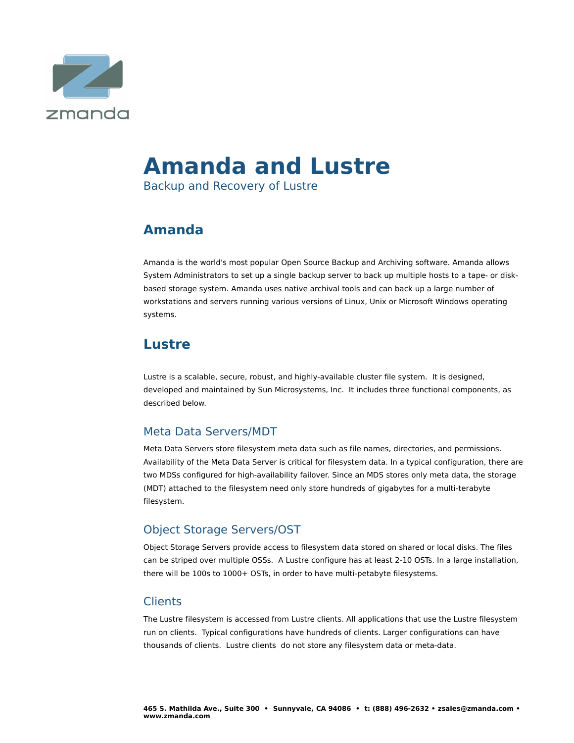# Amanda and Lustre

Backup and Recovery of Lustre

## Amanda

Amanda is the world's most popular Open Source Backup and Archiving software. Amanda allows System Administrators to set up a single backup server to back up multiple hosts to a tape- or disk-based storage system. Amanda uses native archival tools and can back up a large number of workstations and servers running various versions of Linux, Unix or Microsoft Windows operating systems.

## Lustre

Lustre is a scalable, secure, robust, and highly-available cluster file system. It is designed, developed and maintained by Sun Microsystems, Inc. It includes three functional components, as described below.

### Meta Data Servers/MDT

Meta Data Servers store filesystem meta data such as file names, directories, and permissions. Availability of the Meta Data Server is critical for filesystem data. In a typical configuration, there are two MDSs configured for high-availability failover. Since an MDS stores only meta data, the storage (MDT) attached to the filesystem need only store hundreds of gigabytes for a multi-terabyte filesystem.

### Object Storage Servers/OST

Object Storage Servers provide access to filesystem data stored on shared or local disks. The files can be striped over multiple OSSs. A Lustre configure has at least 2-10 OSTs. In a large installation, there will be 100s to 1000+ OSTs, in order to have multi-petabyte filesystems.

### Clients

The Lustre filesystem is accessed from Lustre clients. All applications that use the Lustre filesystem run on clients. Typical configurations have hundreds of clients. Larger configurations can have thousands of clients. Lustre clients do not store any filesystem data or meta-data.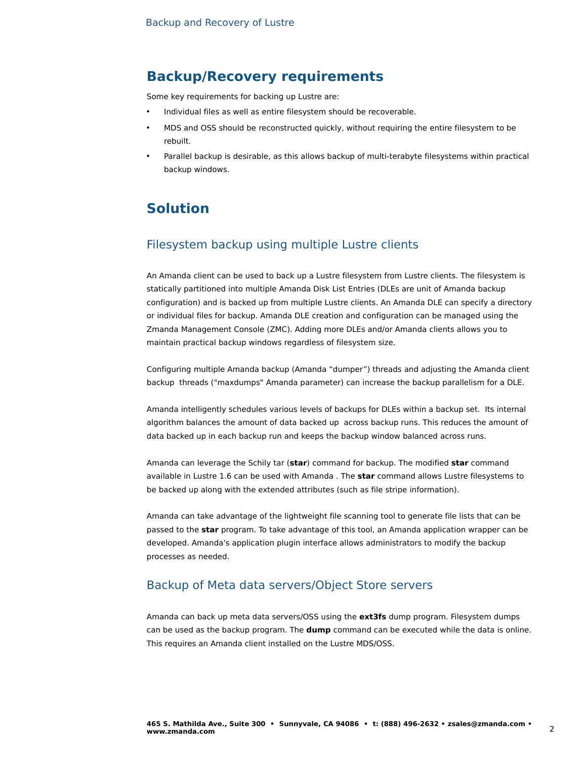## Backup/Recovery requirements

Some key requirements for backing up Lustre are:

- Individual files as well as entire filesystem should be recoverable.
- MDS and OSS should be reconstructed quickly, without requiring the entire filesystem to be rebuilt.
- Parallel backup is desirable, as this allows backup of multi-terabyte filesystems within practical backup windows.

## Solution

### Filesystem backup using multiple Lustre clients

An Amanda client can be used to back up a Lustre filesystem from Lustre clients. The filesystem is statically partitioned into multiple Amanda Disk List Entries (DLEs are unit of Amanda backup configuration) and is backed up from multiple Lustre clients. An Amanda DLE can specify a directory or individual files for backup. Amanda DLE creation and configuration can be managed using the Zmanda Management Console (ZMC). Adding more DLEs and/or Amanda clients allows you to maintain practical backup windows regardless of filesystem size.

Configuring multiple Amanda backup (Amanda "dumper") threads and adjusting the Amanda client backup threads ("maxdumps" Amanda parameter) can increase the backup parallelism for a DLE.

Amanda intelligently schedules various levels of backups for DLEs within a backup set. Its internal algorithm balances the amount of data backed up across backup runs. This reduces the amount of data backed up in each backup run and keeps the backup window balanced across runs.

Amanda can leverage the Schily tar (**star**) command for backup. The modified **star** command available in Lustre 1.6 can be used with Amanda . The **star** command allows Lustre filesystems to be backed up along with the extended attributes (such as file stripe information).

Amanda can take advantage of the lightweight file scanning tool to generate file lists that can be passed to the **star** program. To take advantage of this tool, an Amanda application wrapper can be developed. Amanda's application plugin interface allows administrators to modify the backup processes as needed.

### Backup of Meta data servers/Object Store servers

Amanda can back up meta data servers/OSS using the **ext3fs** dump program. Filesystem dumps can be used as the backup program. The **dump** command can be executed while the data is online. This requires an Amanda client installed on the Lustre MDS/OSS.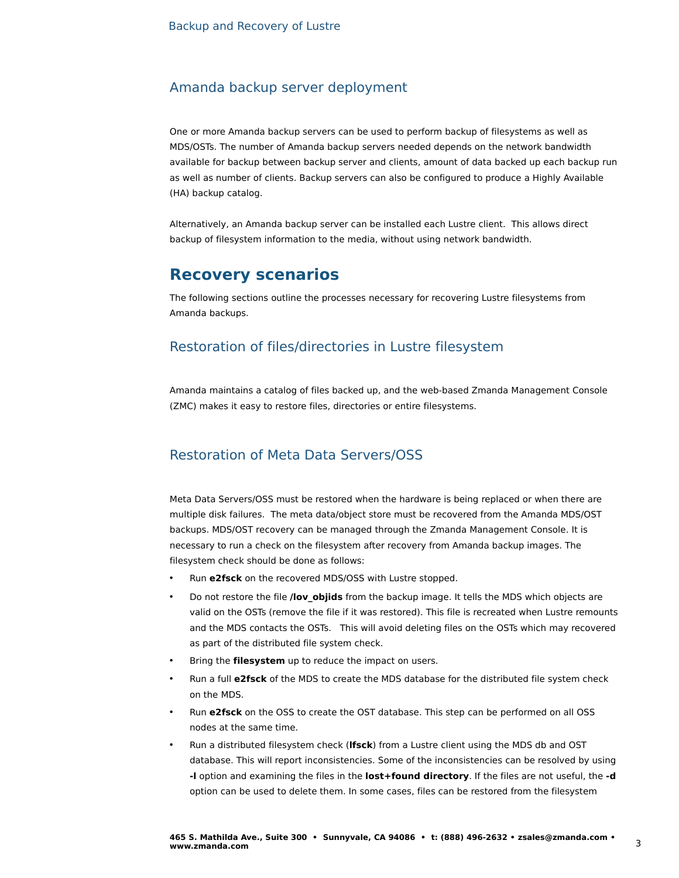## Amanda backup server deployment

One or more Amanda backup servers can be used to perform backup of filesystems as well as MDS/OSTs. The number of Amanda backup servers needed depends on the network bandwidth available for backup between backup server and clients, amount of data backed up each backup run as well as number of clients. Backup servers can also be configured to produce a Highly Available (HA) backup catalog.

Alternatively, an Amanda backup server can be installed each Lustre client.  This allows direct backup of filesystem information to the media, without using network bandwidth.

# Recovery scenarios

The following sections outline the processes necessary for recovering Lustre filesystems from Amanda backups.

## Restoration of files/directories in Lustre filesystem

Amanda maintains a catalog of files backed up, and the web-based Zmanda Management Console (ZMC) makes it easy to restore files, directories or entire filesystems.

## Restoration of Meta Data Servers/OSS

Meta Data Servers/OSS must be restored when the hardware is being replaced or when there are multiple disk failures.  The meta data/object store must be recovered from the Amanda MDS/OST backups. MDS/OST recovery can be managed through the Zmanda Management Console. It is necessary to run a check on the filesystem after recovery from Amanda backup images. The filesystem check should be done as follows:

- Run **e2fsck** on the recovered MDS/OSS with Lustre stopped.
- Do not restore the file **/lov_objids** from the backup image. It tells the MDS which objects are valid on the OSTs (remove the file if it was restored). This file is recreated when Lustre remounts and the MDS contacts the OSTs.   This will avoid deleting files on the OSTs which may recovered as part of the distributed file system check.
- Bring the **filesystem** up to reduce the impact on users.
- Run a full **e2fsck** of the MDS to create the MDS database for the distributed file system check on the MDS.
- Run **e2fsck** on the OSS to create the OST database. This step can be performed on all OSS nodes at the same time.
- Run a distributed filesystem check (**lfsck**) from a Lustre client using the MDS db and OST database. This will report inconsistencies. Some of the inconsistencies can be resolved by using **-l** option and examining the files in the **lost+found directory**. If the files are not useful, the **-d** option can be used to delete them. In some cases, files can be restored from the filesystem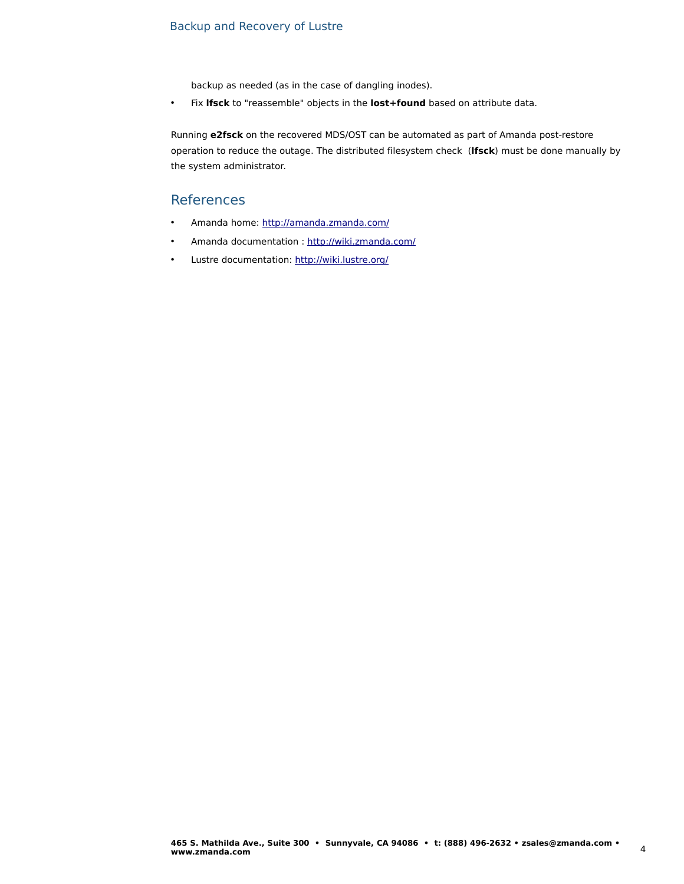backup as needed (as in the case of dangling inodes).

- Fix **lfsck** to "reassemble" objects in the **lost+found** based on attribute data.

Running **e2fsck** on the recovered MDS/OST can be automated as part of Amanda post-restore operation to reduce the outage. The distributed filesystem check (**lfsck**) must be done manually by the system administrator.

## References

- Amanda home: http://amanda.zmanda.com/
- Amanda documentation : http://wiki.zmanda.com/
- Lustre documentation: http://wiki.lustre.org/